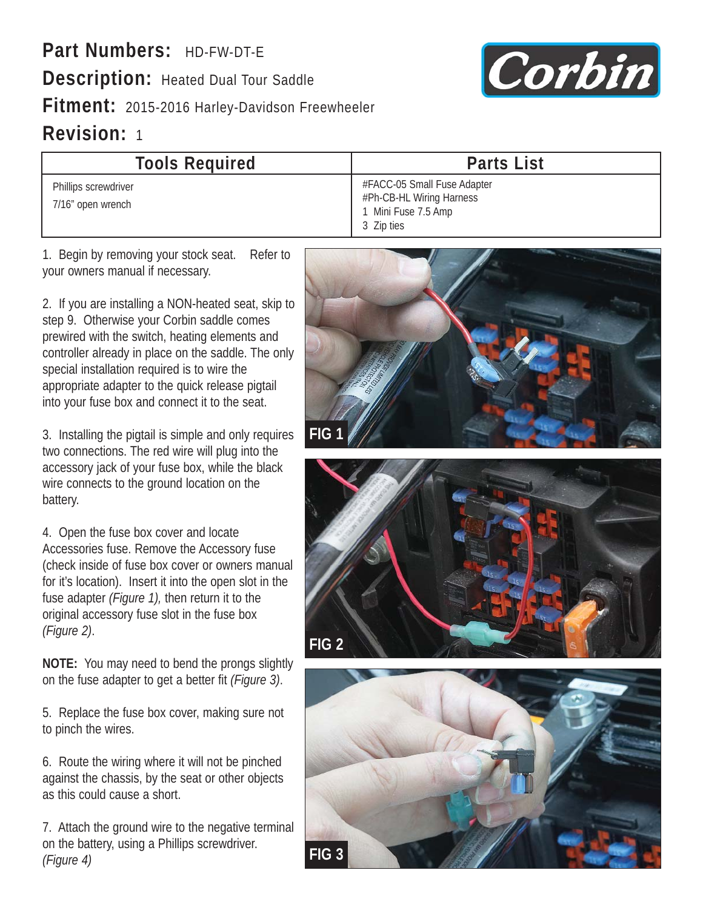**Part Numbers:** HD-FW-DT-E

**Description:** Heated Dual Tour Saddle

**Fitment:** 2015-2016 Harley-Davidson Freewheeler

**Revision:** 1

| Tools Required | Parts List |
|---|---|
| Phillips screwdriver<br>7/16" open wrench | #FACC-05 Small Fuse Adapter<br>#Ph-CB-HL Wiring Harness<br>1 Mini Fuse 7.5 Amp<br>3 Zip ties |

1. Begin by removing your stock seat. Refer to your owners manual if necessary.

2. If you are installing a NON-heated seat, skip to step 9. Otherwise your Corbin saddle comes prewired with the switch, heating elements and controller already in place on the saddle. The only special installation required is to wire the appropriate adapter to the quick release pigtail into your fuse box and connect it to the seat.

3. Installing the pigtail is simple and only requires two connections. The red wire will plug into the accessory jack of your fuse box, while the black wire connects to the ground location on the battery.

4. Open the fuse box cover and locate Accessories fuse. Remove the Accessory fuse (check inside of fuse box cover or owners manual for it's location). Insert it into the open slot in the fuse adapter *(Figure 1),* then return it to the original accessory fuse slot in the fuse box *(Figure 2)*.

**NOTE:** You may need to bend the prongs slightly on the fuse adapter to get a better fit *(Figure 3)*.

5. Replace the fuse box cover, making sure not to pinch the wires.

6. Route the wiring where it will not be pinched against the chassis, by the seat or other objects as this could cause a short.

7. Attach the ground wire to the negative terminal on the battery, using a Phillips screwdriver. *(Figure 4)*

FIG 1

FIG 2

FIG 3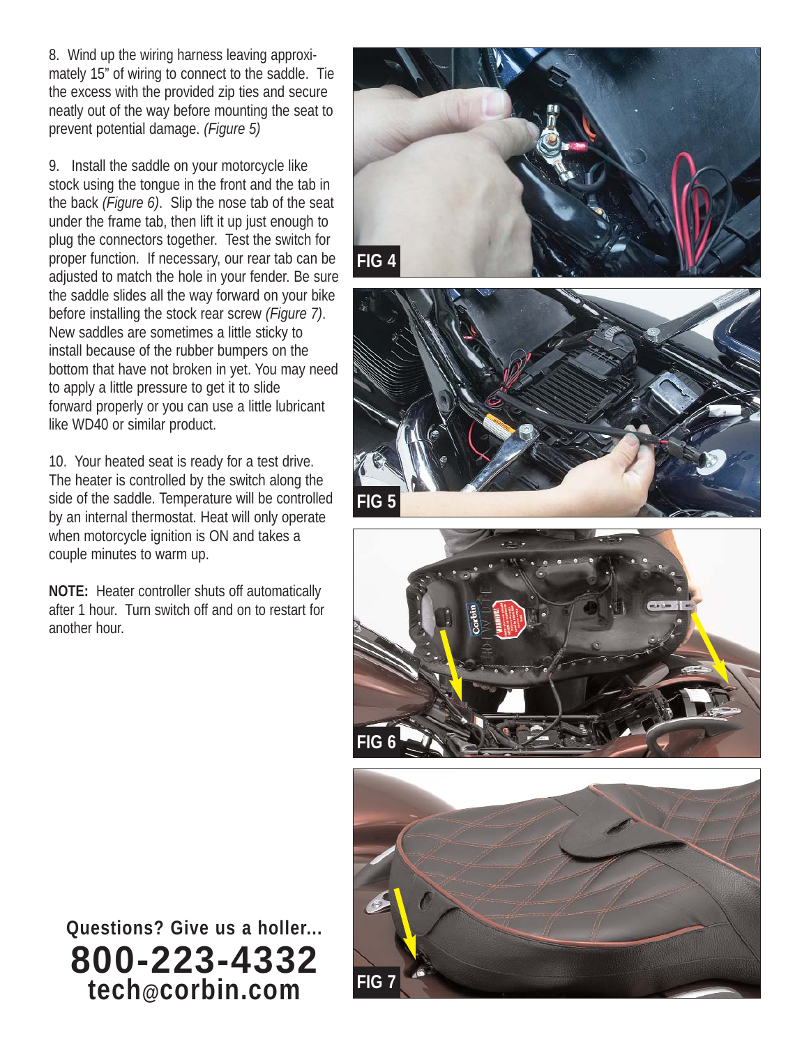8. Wind up the wiring harness leaving approximately 15" of wiring to connect to the saddle. Tie the excess with the provided zip ties and secure neatly out of the way before mounting the seat to prevent potential damage. *(Figure 5)*

9. Install the saddle on your motorcycle like stock using the tongue in the front and the tab in the back *(Figure 6)*. Slip the nose tab of the seat under the frame tab, then lift it up just enough to plug the connectors together. Test the switch for proper function. If necessary, our rear tab can be adjusted to match the hole in your fender. Be sure the saddle slides all the way forward on your bike before installing the stock rear screw *(Figure 7)*. New saddles are sometimes a little sticky to install because of the rubber bumpers on the bottom that have not broken in yet. You may need to apply a little pressure to get it to slide forward properly or you can use a little lubricant like WD40 or similar product.

10. Your heated seat is ready for a test drive. The heater is controlled by the switch along the side of the saddle. Temperature will be controlled by an internal thermostat. Heat will only operate when motorcycle ignition is ON and takes a couple minutes to warm up.

**NOTE:** Heater controller shuts off automatically after 1 hour. Turn switch off and on to restart for another hour.

FIG 4

FIG 5

FIG 6

FIG 7

**Questions? Give us a holler...**

**800-223-4332**

**tech@corbin.com**